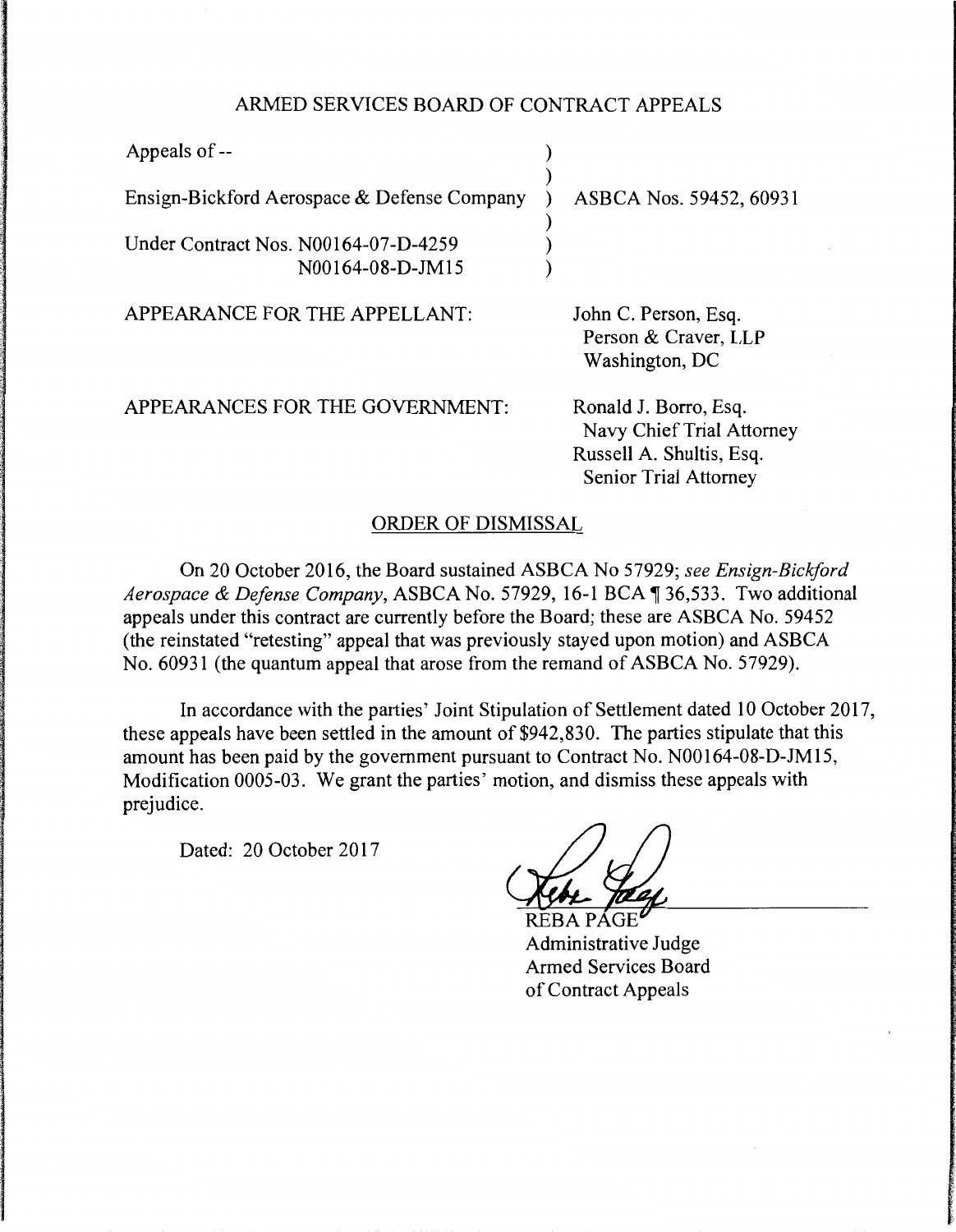ARMED SERVICES BOARD OF CONTRACT APPEALS

| | | |
|---|---|---|
| Appeals of -- | ) | |
| | ) | |
| Ensign-Bickford Aerospace & Defense Company | ) | ASBCA Nos. 59452, 60931 |
| | ) | |
| Under Contract Nos. N00164-07-D-4259 | ) | |
| N00164-08-D-JM15 | ) | |

APPEARANCE FOR THE APPELLANT:

John C. Person, Esq.
Person & Craver, LLP
Washington, DC

APPEARANCES FOR THE GOVERNMENT:

Ronald J. Borro, Esq.
Navy Chief Trial Attorney
Russell A. Shultis, Esq.
Senior Trial Attorney

## ORDER OF DISMISSAL

On 20 October 2016, the Board sustained ASBCA No 57929; *see Ensign-Bickford Aerospace & Defense Company*, ASBCA No. 57929, 16-1 BCA ¶ 36,533. Two additional appeals under this contract are currently before the Board; these are ASBCA No. 59452 (the reinstated "retesting" appeal that was previously stayed upon motion) and ASBCA No. 60931 (the quantum appeal that arose from the remand of ASBCA No. 57929).

In accordance with the parties' Joint Stipulation of Settlement dated 10 October 2017, these appeals have been settled in the amount of $942,830. The parties stipulate that this amount has been paid by the government pursuant to Contract No. N00164-08-D-JM15, Modification 0005-03. We grant the parties' motion, and dismiss these appeals with prejudice.

Dated: 20 October 2017

REBA PAGE
Administrative Judge
Armed Services Board
of Contract Appeals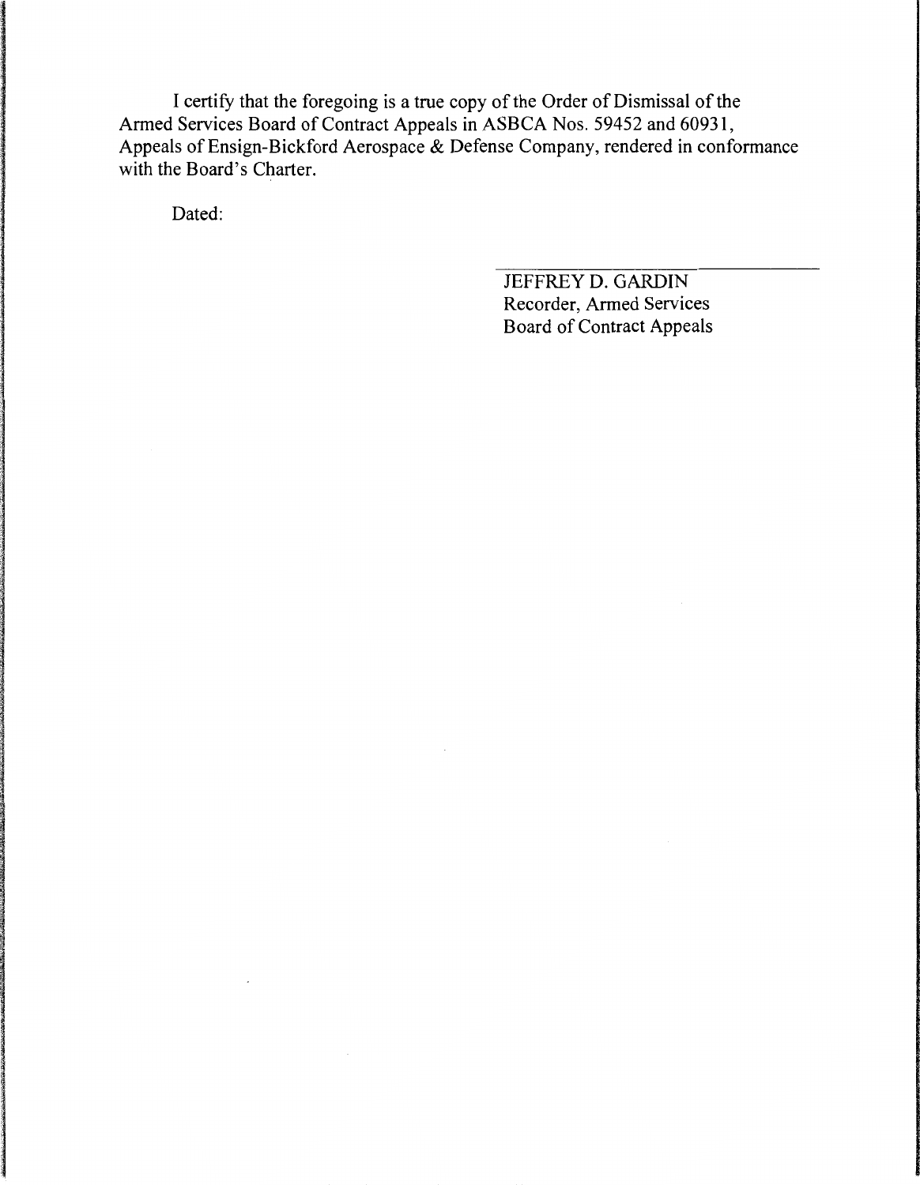I certify that the foregoing is a true copy of the Order of Dismissal of the Armed Services Board of Contract Appeals in ASBCA Nos. 59452 and 60931, Appeals of Ensign-Bickford Aerospace & Defense Company, rendered in conformance with the Board's Charter.

Dated:

JEFFREY D. GARDIN
Recorder, Armed Services
Board of Contract Appeals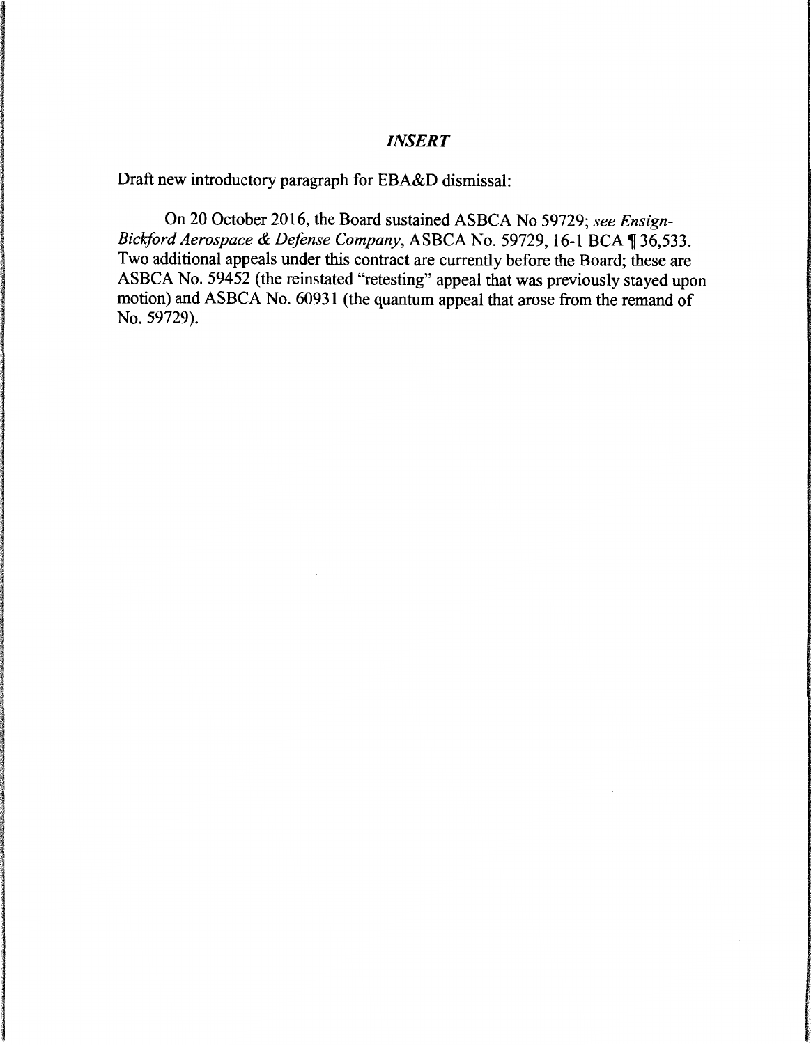## *INSERT*

Draft new introductory paragraph for EBA&D dismissal:

On 20 October 2016, the Board sustained ASBCA No 59729; *see Ensign-Bickford Aerospace & Defense Company*, ASBCA No. 59729, 16-1 BCA ¶ 36,533. Two additional appeals under this contract are currently before the Board; these are ASBCA No. 59452 (the reinstated "retesting" appeal that was previously stayed upon motion) and ASBCA No. 60931 (the quantum appeal that arose from the remand of No. 59729).